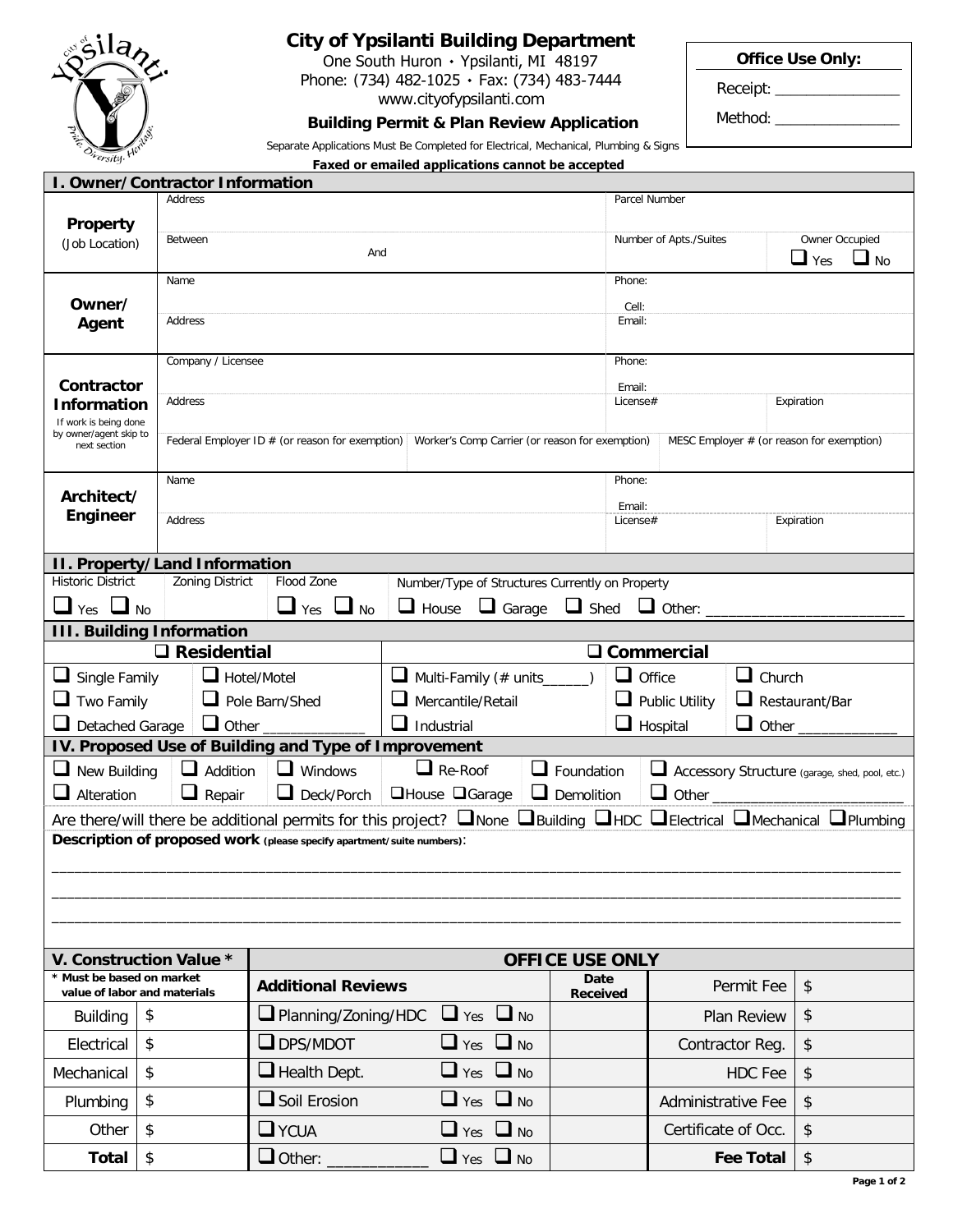# City of Ypsilanti Building Department

One South Huron • Ypsilanti, MI 48197
Phone: (734) 482-1025 • Fax: (734) 483-7444
www.cityofypsilanti.com

## Building Permit & Plan Review Application

Separate Applications Must Be Completed for Electrical, Mechanical, Plumbing & Signs

**Faxed or emailed applications cannot be accepted**

| **Office Use Only:** |
|---|
| Receipt: _______________ |
| Method: _______________ |

## I. Owner/Contractor Information

| | | | | |
|---|---|---|---|---|
| **Property** (Job Location) | Address | | Parcel Number | |
| | Between / And | | Number of Apts./Suites | Owner Occupied ☐ Yes ☐ No |
| **Owner/ Agent** | Name | | Phone: / Cell: | |
| | Address | | Email: | |
| **Contractor Information** (If work is being done by owner/agent skip to next section) | Company / Licensee | | Phone: / Email: | |
| | Address | | License# | Expiration |
| | Federal Employer ID # (or reason for exemption) | Worker's Comp Carrier (or reason for exemption) | MESC Employer # (or reason for exemption) | |
| **Architect/ Engineer** | Name | | Phone: / Email: | |
| | Address | | License# | Expiration |

## II. Property/Land Information

| Historic District | Zoning District | Flood Zone | Number/Type of Structures Currently on Property |
|---|---|---|---|
| ☐ Yes ☐ No | | ☐ Yes ☐ No | ☐ House ☐ Garage ☐ Shed ☐ Other: ________________________ |

## III. Building Information

| ☐ **Residential** | | ☐ **Commercial** | | |
|---|---|---|---|---|
| ☐ Single Family | ☐ Hotel/Motel | ☐ Multi-Family (# units______) | ☐ Office | ☐ Church |
| ☐ Two Family | ☐ Pole Barn/Shed | ☐ Mercantile/Retail | ☐ Public Utility | ☐ Restaurant/Bar |
| ☐ Detached Garage | ☐ Other ____________ | ☐ Industrial | ☐ Hospital | ☐ Other ____________ |

## IV. Proposed Use of Building and Type of Improvement

| | | | | | |
|---|---|---|---|---|---|
| ☐ New Building | ☐ Addition | ☐ Windows | ☐ Re-Roof | ☐ Foundation | ☐ Accessory Structure (garage, shed, pool, etc.) |
| ☐ Alteration | ☐ Repair | ☐ Deck/Porch | ☐House ☐Garage | ☐ Demolition | ☐ Other ________________________ |

Are there/will there be additional permits for this project? ☐None ☐Building ☐HDC ☐Electrical ☐Mechanical ☐Plumbing

**Description of proposed work** (please specify apartment/suite numbers):

______________________________________________________________________________________________

______________________________________________________________________________________________

______________________________________________________________________________________________

| **V. Construction Value \*** | | **OFFICE USE ONLY** | | | | |
|---|---|---|---|---|---|---|
| \* Must be based on market value of labor and materials | | **Additional Reviews** | | **Date Received** | Permit Fee | $ |
| Building | $ | ☐ Planning/Zoning/HDC | ☐ Yes ☐ No | | Plan Review | $ |
| Electrical | $ | ☐ DPS/MDOT | ☐ Yes ☐ No | | Contractor Reg. | $ |
| Mechanical | $ | ☐ Health Dept. | ☐ Yes ☐ No | | HDC Fee | $ |
| Plumbing | $ | ☐ Soil Erosion | ☐ Yes ☐ No | | Administrative Fee | $ |
| Other | $ | ☐ YCUA | ☐ Yes ☐ No | | Certificate of Occ. | $ |
| **Total** | $ | ☐ Other: ___________ | ☐ Yes ☐ No | | **Fee Total** | $ |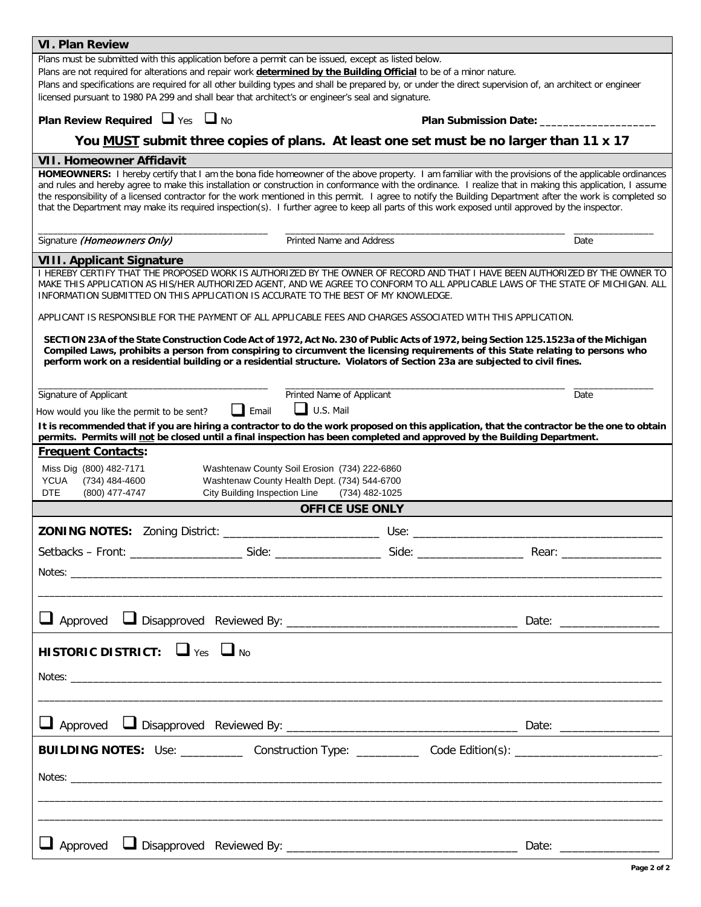## VI. Plan Review

Plans must be submitted with this application before a permit can be issued, except as listed below.
Plans are not required for alterations and repair work **determined by the Building Official** to be of a minor nature.
Plans and specifications are required for all other building types and shall be prepared by, or under the direct supervision of, an architect or engineer licensed pursuant to 1980 PA 299 and shall bear that architect's or engineer's seal and signature.

**Plan Review Required** ☐ Yes ☐ No **Plan Submission Date:** ___________________

### You MUST submit three copies of plans. At least one set must be no larger than 11 x 17

## VII. Homeowner Affidavit

**HOMEOWNERS:** I hereby certify that I am the bona fide homeowner of the above property. I am familiar with the provisions of the applicable ordinances and rules and hereby agree to make this installation or construction in conformance with the ordinance. I realize that in making this application, I assume the responsibility of a licensed contractor for the work mentioned in this permit. I agree to notify the Building Department after the work is completed so that the Department may make its required inspection(s). I further agree to keep all parts of this work exposed until approved by the inspector.

___________________________ ___________________________ _______________
Signature *(Homeowners Only)* Printed Name and Address Date

## VIII. Applicant Signature

I HEREBY CERTIFY THAT THE PROPOSED WORK IS AUTHORIZED BY THE OWNER OF RECORD AND THAT I HAVE BEEN AUTHORIZED BY THE OWNER TO MAKE THIS APPLICATION AS HIS/HER AUTHORIZED AGENT, AND WE AGREE TO CONFORM TO ALL APPLICABLE LAWS OF THE STATE OF MICHIGAN. ALL INFORMATION SUBMITTED ON THIS APPLICATION IS ACCURATE TO THE BEST OF MY KNOWLEDGE.

APPLICANT IS RESPONSIBLE FOR THE PAYMENT OF ALL APPLICABLE FEES AND CHARGES ASSOCIATED WITH THIS APPLICATION.

**SECTION 23A of the State Construction Code Act of 1972, Act No. 230 of Public Acts of 1972, being Section 125.1523a of the Michigan Compiled Laws, prohibits a person from conspiring to circumvent the licensing requirements of this State relating to persons who perform work on a residential building or a residential structure. Violators of Section 23a are subjected to civil fines.**

___________________________ ___________________________ _______________
Signature of Applicant Printed Name of Applicant Date

How would you like the permit to be sent? ☐ Email ☐ U.S. Mail

**It is recommended that if you are hiring a contractor to do the work proposed on this application, that the contractor be the one to obtain permits. Permits will not be closed until a final inspection has been completed and approved by the Building Department.**

**Frequent Contacts:**

| | | | |
|---|---|---|---|
| Miss Dig | (800) 482-7171 | Washtenaw County Soil Erosion | (734) 222-6860 |
| YCUA | (734) 484-4600 | Washtenaw County Health Dept. | (734) 544-6700 |
| DTE | (800) 477-4747 | City Building Inspection Line | (734) 482-1025 |

## OFFICE USE ONLY

**ZONING NOTES:** Zoning District: ________________________ Use: ________________________________________

Setbacks – Front: _________________ Side: ________________ Side: ________________ Rear: _______________

Notes: ____________________________________________________________________________________________

___________________________________________________________________________________________________

☐ Approved ☐ Disapproved Reviewed By: ___________________________________ Date: _______________

**HISTORIC DISTRICT:** ☐ Yes ☐ No

Notes: ____________________________________________________________________________________________

___________________________________________________________________________________________________

☐ Approved ☐ Disapproved Reviewed By: ___________________________________ Date: _______________

**BUILDING NOTES:** Use: _________ Construction Type: _________ Code Edition(s): _______________________

Notes: ____________________________________________________________________________________________

___________________________________________________________________________________________________

___________________________________________________________________________________________________

☐ Approved ☐ Disapproved Reviewed By: ___________________________________ Date: _______________